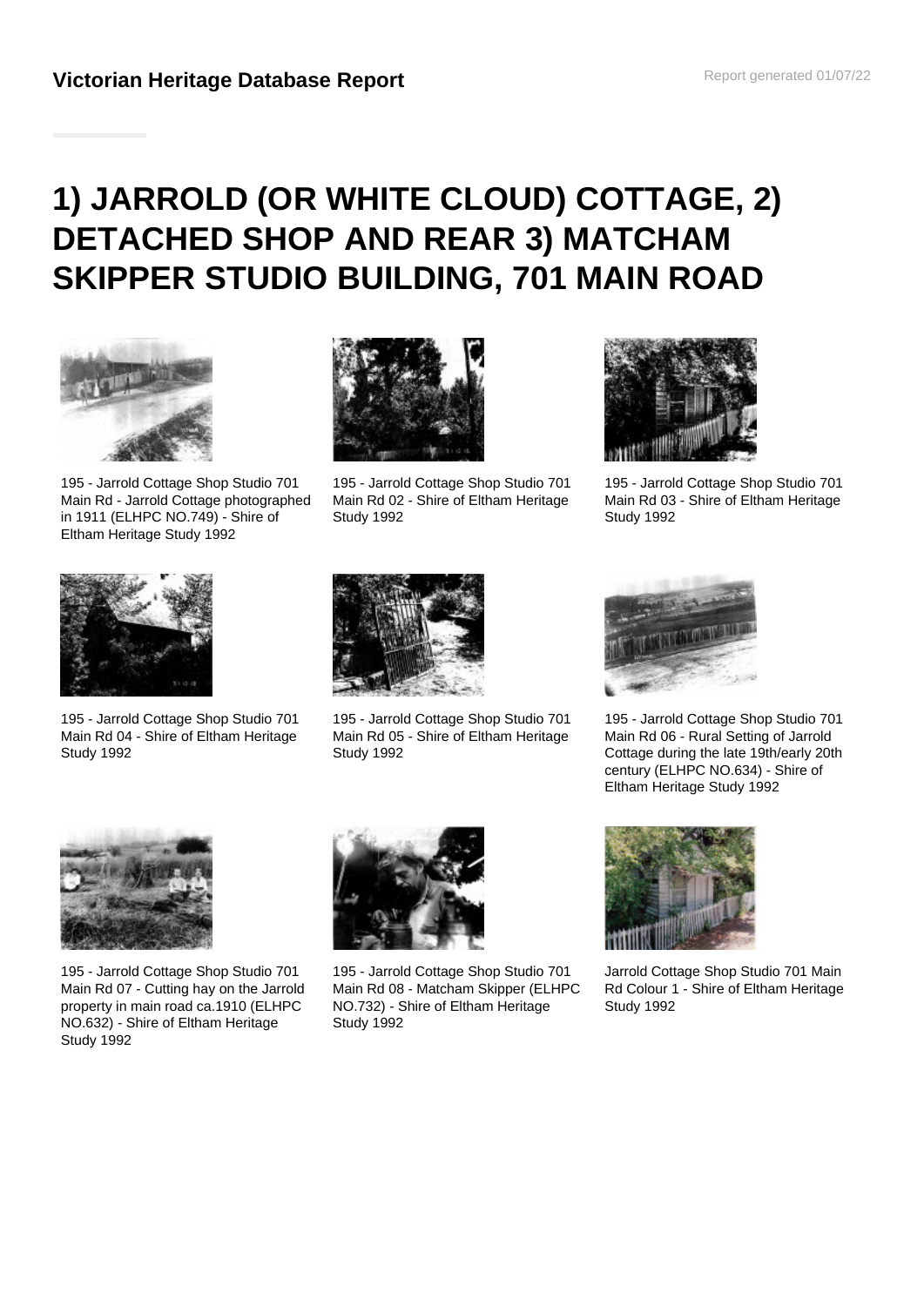**Victorian Heritage Database Report**

# 1) JARROLD (OR WHITE CLOUD) COTTAGE, 2) DETACHED SHOP AND REAR 3) MATCHAM SKIPPER STUDIO BUILDING, 701 MAIN ROAD

195 - Jarrold Cottage Shop Studio 701 Main Rd - Jarrold Cottage photographed in 1911 (ELHPC NO.749) - Shire of Eltham Heritage Study 1992

195 - Jarrold Cottage Shop Studio 701 Main Rd 02 - Shire of Eltham Heritage Study 1992

195 - Jarrold Cottage Shop Studio 701 Main Rd 03 - Shire of Eltham Heritage Study 1992

195 - Jarrold Cottage Shop Studio 701 Main Rd 04 - Shire of Eltham Heritage Study 1992

195 - Jarrold Cottage Shop Studio 701 Main Rd 05 - Shire of Eltham Heritage Study 1992

195 - Jarrold Cottage Shop Studio 701 Main Rd 06 - Rural Setting of Jarrold Cottage during the late 19th/early 20th century (ELHPC NO.634) - Shire of Eltham Heritage Study 1992

195 - Jarrold Cottage Shop Studio 701 Main Rd 07 - Cutting hay on the Jarrold property in main road ca.1910 (ELHPC NO.632) - Shire of Eltham Heritage Study 1992

195 - Jarrold Cottage Shop Studio 701 Main Rd 08 - Matcham Skipper (ELHPC NO.732) - Shire of Eltham Heritage Study 1992

Jarrold Cottage Shop Studio 701 Main Rd Colour 1 - Shire of Eltham Heritage Study 1992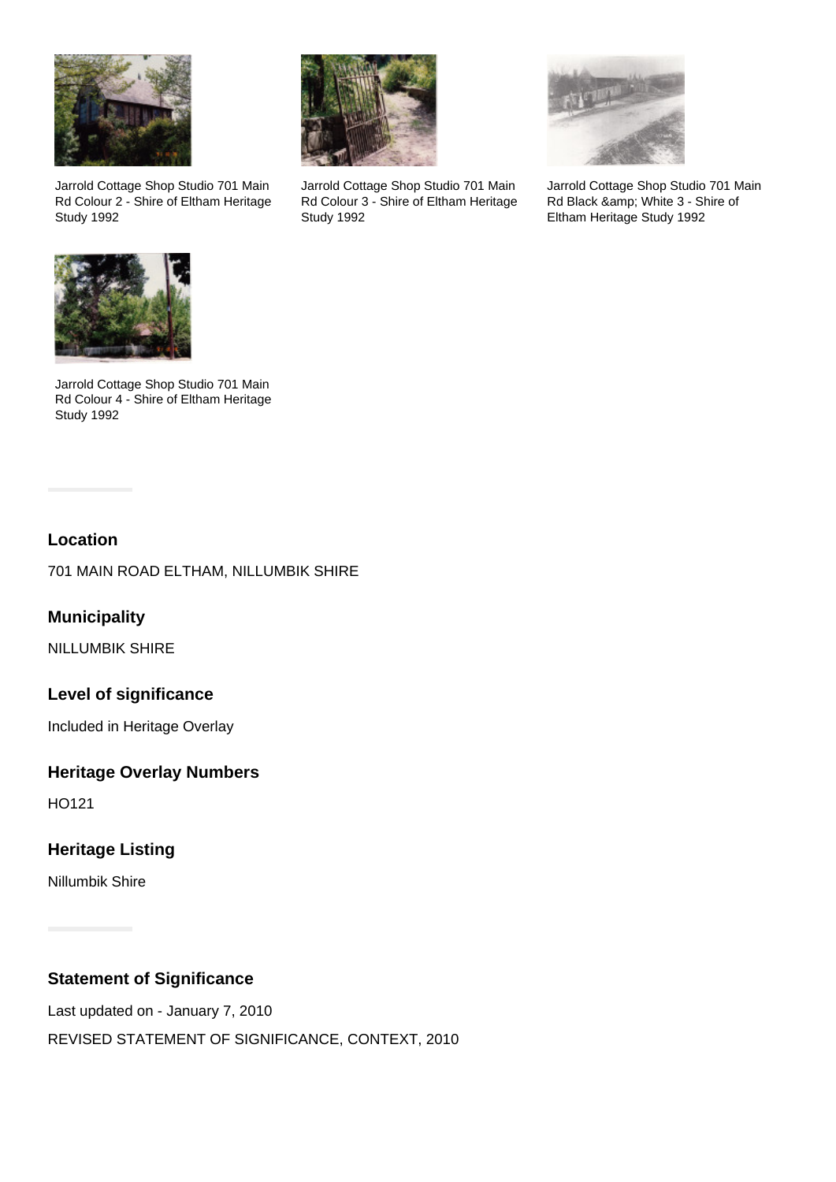Jarrold Cottage Shop Studio 701 Main Rd Colour 2 - Shire of Eltham Heritage Study 1992

Jarrold Cottage Shop Studio 701 Main Rd Colour 3 - Shire of Eltham Heritage Study 1992

Jarrold Cottage Shop Studio 701 Main Rd Black &amp; White 3 - Shire of Eltham Heritage Study 1992

Jarrold Cottage Shop Studio 701 Main Rd Colour 4 - Shire of Eltham Heritage Study 1992

## Location

701 MAIN ROAD ELTHAM, NILLUMBIK SHIRE

## Municipality

NILLUMBIK SHIRE

## Level of significance

Included in Heritage Overlay

## Heritage Overlay Numbers

HO121

## Heritage Listing

Nillumbik Shire

## Statement of Significance

Last updated on - January 7, 2010

REVISED STATEMENT OF SIGNIFICANCE, CONTEXT, 2010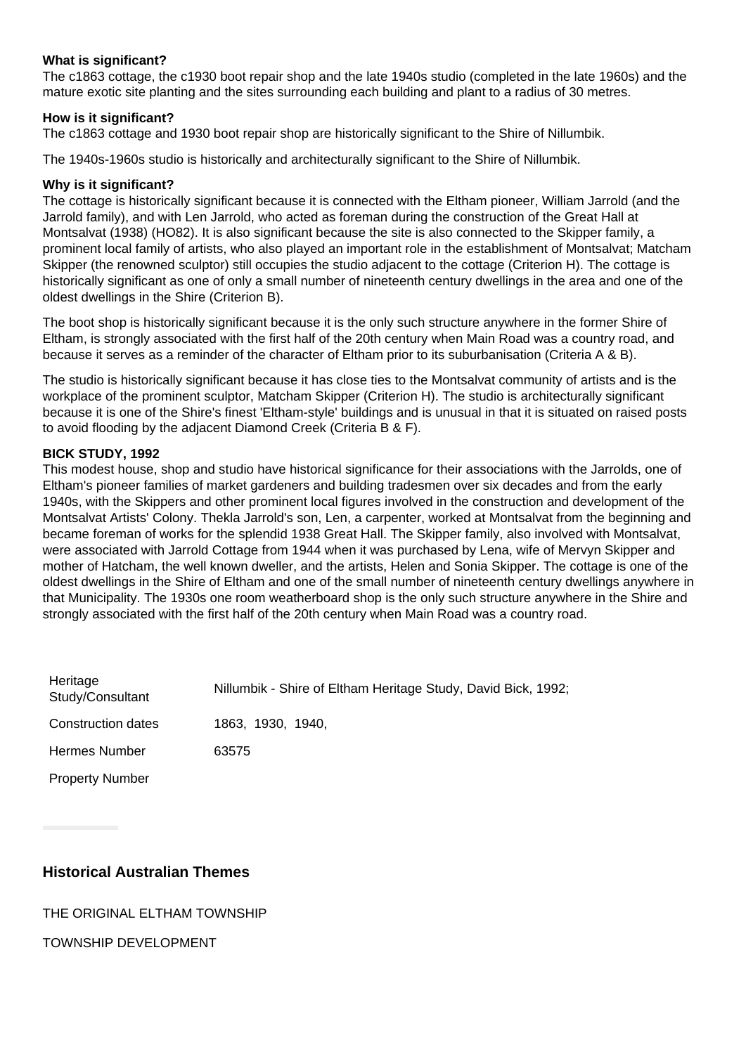**What is significant?**

The c1863 cottage, the c1930 boot repair shop and the late 1940s studio (completed in the late 1960s) and the mature exotic site planting and the sites surrounding each building and plant to a radius of 30 metres.

**How is it significant?**

The c1863 cottage and 1930 boot repair shop are historically significant to the Shire of Nillumbik.

The 1940s-1960s studio is historically and architecturally significant to the Shire of Nillumbik.

**Why is it significant?**

The cottage is historically significant because it is connected with the Eltham pioneer, William Jarrold (and the Jarrold family), and with Len Jarrold, who acted as foreman during the construction of the Great Hall at Montsalvat (1938) (HO82). It is also significant because the site is also connected to the Skipper family, a prominent local family of artists, who also played an important role in the establishment of Montsalvat; Matcham Skipper (the renowned sculptor) still occupies the studio adjacent to the cottage (Criterion H). The cottage is historically significant as one of only a small number of nineteenth century dwellings in the area and one of the oldest dwellings in the Shire (Criterion B).

The boot shop is historically significant because it is the only such structure anywhere in the former Shire of Eltham, is strongly associated with the first half of the 20th century when Main Road was a country road, and because it serves as a reminder of the character of Eltham prior to its suburbanisation (Criteria A & B).

The studio is historically significant because it has close ties to the Montsalvat community of artists and is the workplace of the prominent sculptor, Matcham Skipper (Criterion H). The studio is architecturally significant because it is one of the Shire's finest 'Eltham-style' buildings and is unusual in that it is situated on raised posts to avoid flooding by the adjacent Diamond Creek (Criteria B & F).

**BICK STUDY, 1992**

This modest house, shop and studio have historical significance for their associations with the Jarrolds, one of Eltham's pioneer families of market gardeners and building tradesmen over six decades and from the early 1940s, with the Skippers and other prominent local figures involved in the construction and development of the Montsalvat Artists' Colony. Thekla Jarrold's son, Len, a carpenter, worked at Montsalvat from the beginning and became foreman of works for the splendid 1938 Great Hall. The Skipper family, also involved with Montsalvat, were associated with Jarrold Cottage from 1944 when it was purchased by Lena, wife of Mervyn Skipper and mother of Hatcham, the well known dweller, and the artists, Helen and Sonia Skipper. The cottage is one of the oldest dwellings in the Shire of Eltham and one of the small number of nineteenth century dwellings anywhere in that Municipality. The 1930s one room weatherboard shop is the only such structure anywhere in the Shire and strongly associated with the first half of the 20th century when Main Road was a country road.

| | |
|---|---|
| Heritage Study/Consultant | Nillumbik - Shire of Eltham Heritage Study, David Bick, 1992; |
| Construction dates | 1863, 1930, 1940, |
| Hermes Number | 63575 |
| Property Number | |

## Historical Australian Themes

THE ORIGINAL ELTHAM TOWNSHIP

TOWNSHIP DEVELOPMENT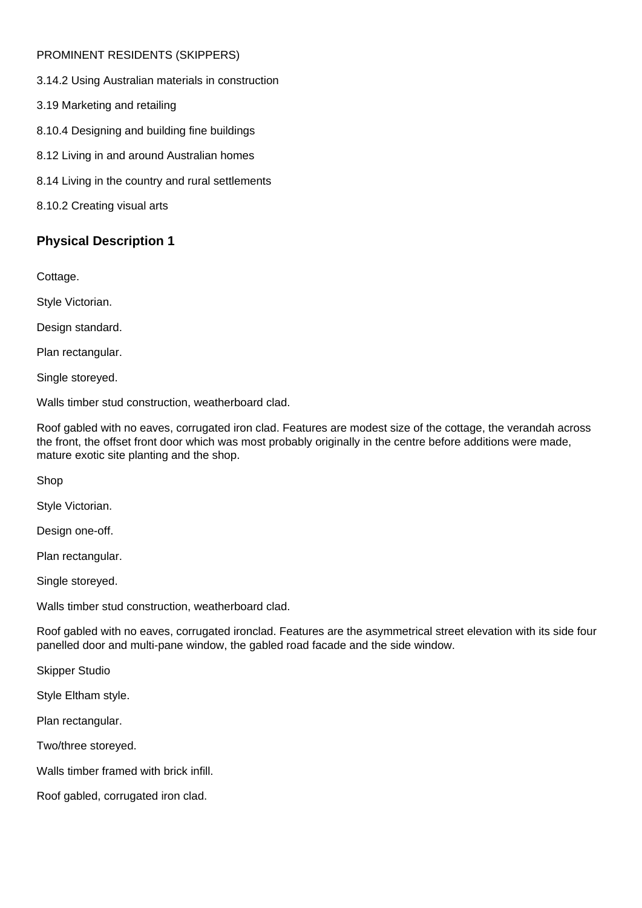PROMINENT RESIDENTS (SKIPPERS)

3.14.2 Using Australian materials in construction

3.19 Marketing and retailing

8.10.4 Designing and building fine buildings

8.12 Living in and around Australian homes

8.14 Living in the country and rural settlements

8.10.2 Creating visual arts

## Physical Description 1

Cottage.

Style Victorian.

Design standard.

Plan rectangular.

Single storeyed.

Walls timber stud construction, weatherboard clad.

Roof gabled with no eaves, corrugated iron clad. Features are modest size of the cottage, the verandah across the front, the offset front door which was most probably originally in the centre before additions were made, mature exotic site planting and the shop.

Shop

Style Victorian.

Design one-off.

Plan rectangular.

Single storeyed.

Walls timber stud construction, weatherboard clad.

Roof gabled with no eaves, corrugated ironclad. Features are the asymmetrical street elevation with its side four panelled door and multi-pane window, the gabled road facade and the side window.

Skipper Studio

Style Eltham style.

Plan rectangular.

Two/three storeyed.

Walls timber framed with brick infill.

Roof gabled, corrugated iron clad.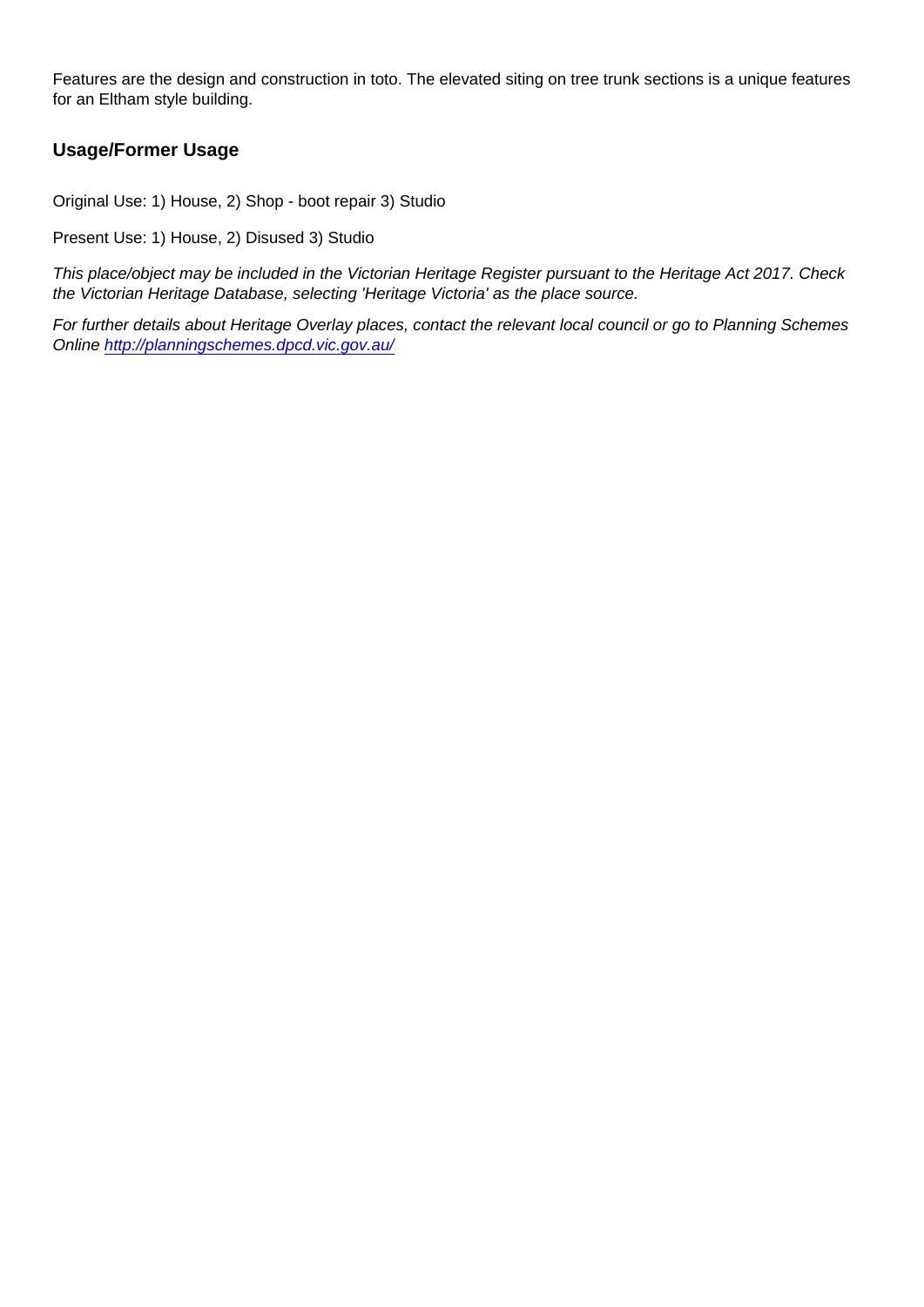Features are the design and construction in toto. The elevated siting on tree trunk sections is a unique features for an Eltham style building.

## Usage/Former Usage

Original Use: 1) House, 2) Shop - boot repair 3) Studio

Present Use: 1) House, 2) Disused 3) Studio

*This place/object may be included in the Victorian Heritage Register pursuant to the Heritage Act 2017. Check the Victorian Heritage Database, selecting 'Heritage Victoria' as the place source.*

*For further details about Heritage Overlay places, contact the relevant local council or go to Planning Schemes Online [http://planningschemes.dpcd.vic.gov.au/](http://planningschemes.dpcd.vic.gov.au/)*